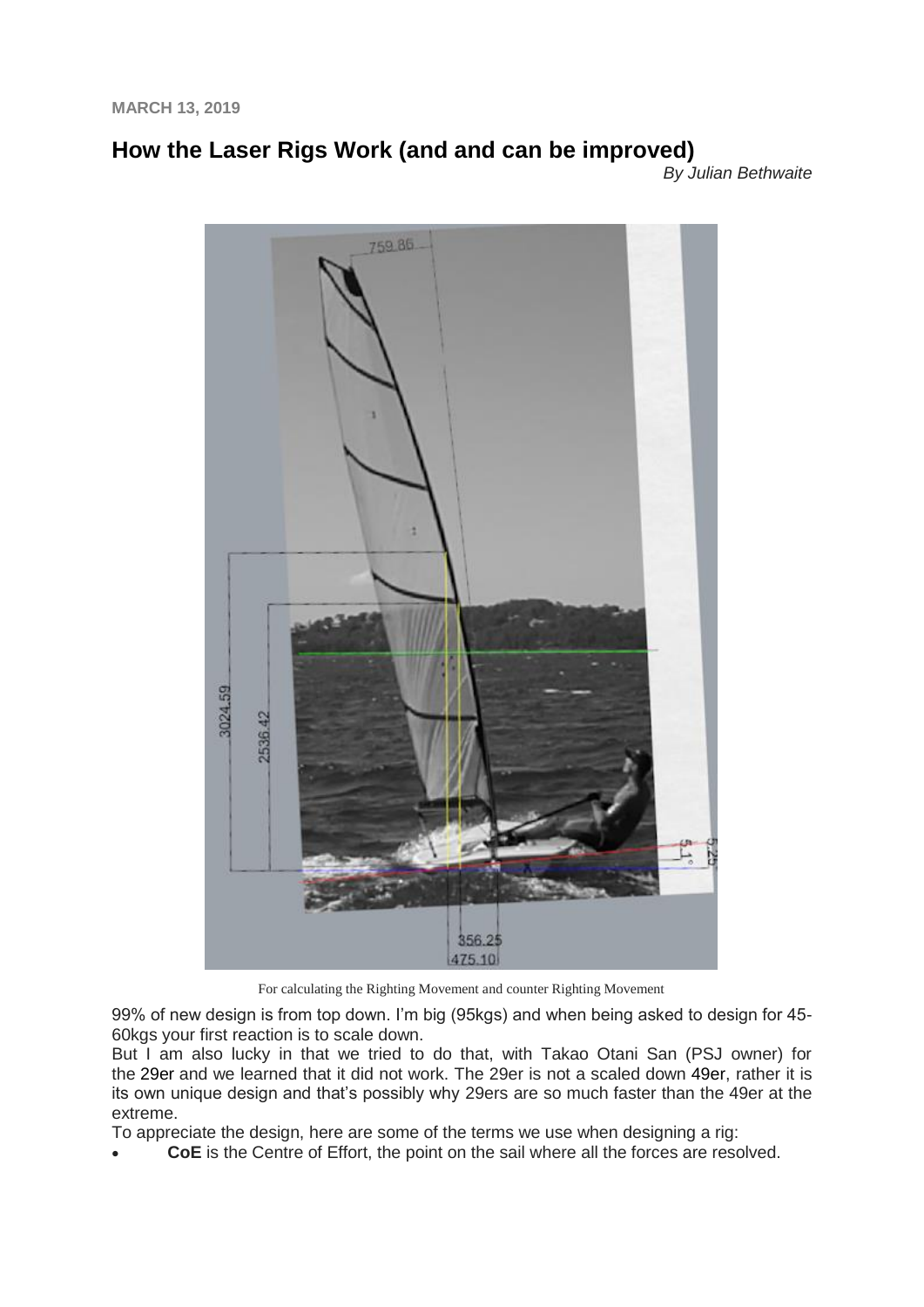**MARCH 13, 2019**

# How the Laser Rigs Work (and and can be improved)

*By Julian Bethwaite*

For calculating the Righting Movement and counter Righting Movement

99% of new design is from top down. I'm big (95kgs) and when being asked to design for 45-60kgs your first reaction is to scale down.

But I am also lucky in that we tried to do that, with Takao Otani San (PSJ owner) for the 29er and we learned that it did not work. The 29er is not a scaled down 49er, rather it is its own unique design and that's possibly why 29ers are so much faster than the 49er at the extreme.

To appreciate the design, here are some of the terms we use when designing a rig:

- **CoE** is the Centre of Effort, the point on the sail where all the forces are resolved.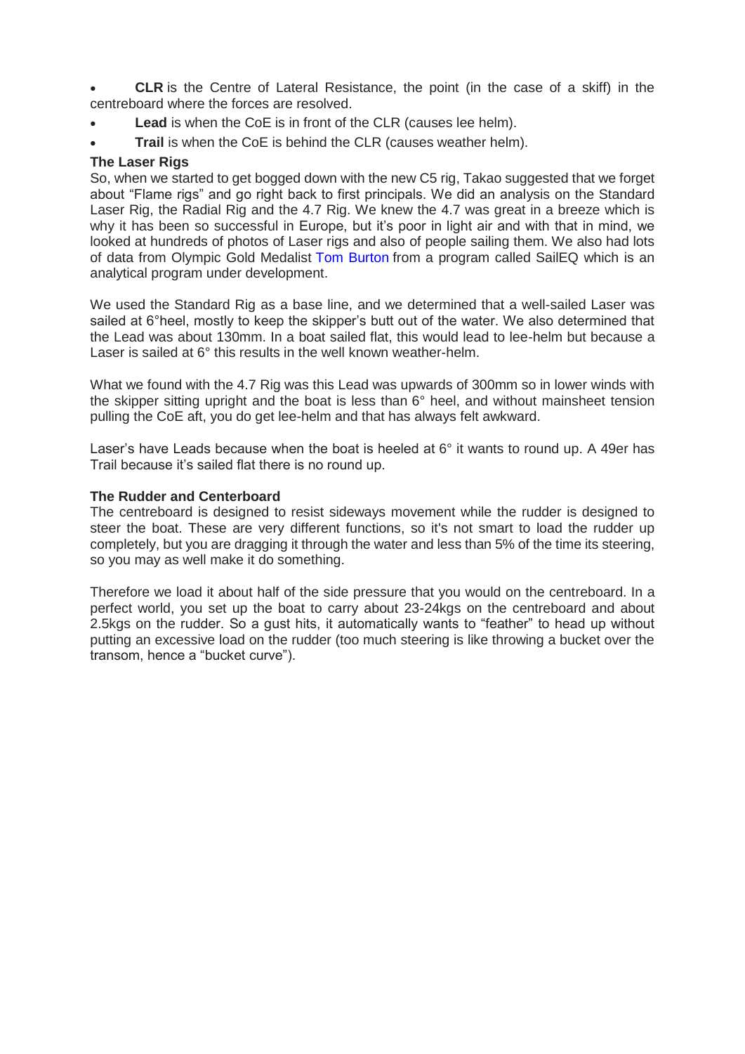- **CLR** is the Centre of Lateral Resistance, the point (in the case of a skiff) in the centreboard where the forces are resolved.
- **Lead** is when the CoE is in front of the CLR (causes lee helm).
- **Trail** is when the CoE is behind the CLR (causes weather helm).

**The Laser Rigs**

So, when we started to get bogged down with the new C5 rig, Takao suggested that we forget about "Flame rigs" and go right back to first principals. We did an analysis on the Standard Laser Rig, the Radial Rig and the 4.7 Rig. We knew the 4.7 was great in a breeze which is why it has been so successful in Europe, but it's poor in light air and with that in mind, we looked at hundreds of photos of Laser rigs and also of people sailing them. We also had lots of data from Olympic Gold Medalist Tom Burton from a program called SailEQ which is an analytical program under development.

We used the Standard Rig as a base line, and we determined that a well-sailed Laser was sailed at 6°heel, mostly to keep the skipper's butt out of the water. We also determined that the Lead was about 130mm. In a boat sailed flat, this would lead to lee-helm but because a Laser is sailed at 6° this results in the well known weather-helm.

What we found with the 4.7 Rig was this Lead was upwards of 300mm so in lower winds with the skipper sitting upright and the boat is less than 6° heel, and without mainsheet tension pulling the CoE aft, you do get lee-helm and that has always felt awkward.

Laser's have Leads because when the boat is heeled at 6° it wants to round up. A 49er has Trail because it's sailed flat there is no round up.

**The Rudder and Centerboard**

The centreboard is designed to resist sideways movement while the rudder is designed to steer the boat. These are very different functions, so it's not smart to load the rudder up completely, but you are dragging it through the water and less than 5% of the time its steering, so you may as well make it do something.

Therefore we load it about half of the side pressure that you would on the centreboard. In a perfect world, you set up the boat to carry about 23-24kgs on the centreboard and about 2.5kgs on the rudder. So a gust hits, it automatically wants to "feather" to head up without putting an excessive load on the rudder (too much steering is like throwing a bucket over the transom, hence a "bucket curve").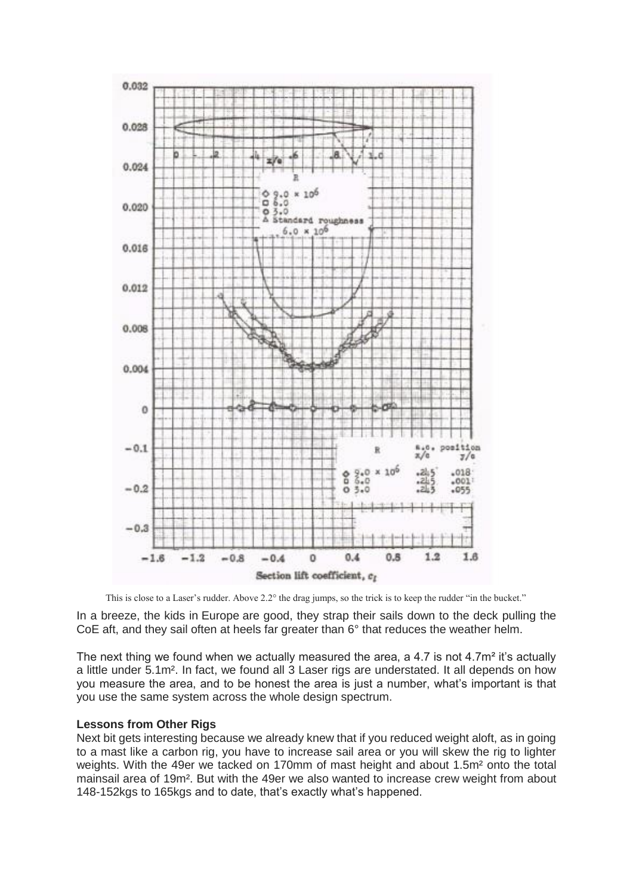This is close to a Laser's rudder. Above 2.2° the drag jumps, so the trick is to keep the rudder "in the bucket."

In a breeze, the kids in Europe are good, they strap their sails down to the deck pulling the CoE aft, and they sail often at heels far greater than 6° that reduces the weather helm.

The next thing we found when we actually measured the area, a 4.7 is not 4.7m² it's actually a little under 5.1m². In fact, we found all 3 Laser rigs are understated. It all depends on how you measure the area, and to be honest the area is just a number, what's important is that you use the same system across the whole design spectrum.

**Lessons from Other Rigs**

Next bit gets interesting because we already knew that if you reduced weight aloft, as in going to a mast like a carbon rig, you have to increase sail area or you will skew the rig to lighter weights. With the 49er we tacked on 170mm of mast height and about 1.5m² onto the total mainsail area of 19m². But with the 49er we also wanted to increase crew weight from about 148-152kgs to 165kgs and to date, that's exactly what's happened.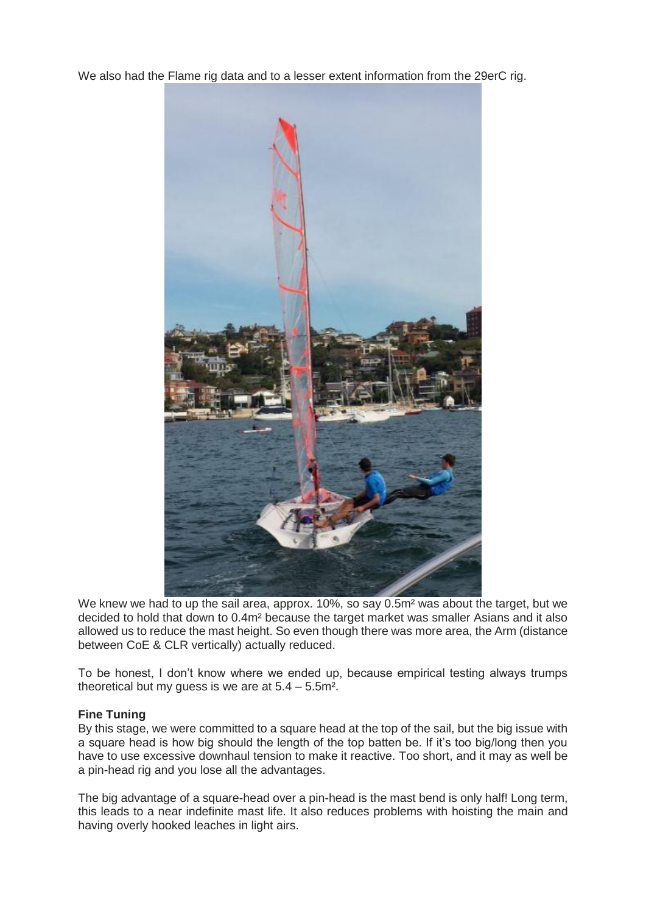We also had the Flame rig data and to a lesser extent information from the 29erC rig.

We knew we had to up the sail area, approx. 10%, so say 0.5m² was about the target, but we decided to hold that down to 0.4m² because the target market was smaller Asians and it also allowed us to reduce the mast height. So even though there was more area, the Arm (distance between CoE & CLR vertically) actually reduced.

To be honest, I don't know where we ended up, because empirical testing always trumps theoretical but my guess is we are at 5.4 – 5.5m².

**Fine Tuning**

By this stage, we were committed to a square head at the top of the sail, but the big issue with a square head is how big should the length of the top batten be. If it's too big/long then you have to use excessive downhaul tension to make it reactive. Too short, and it may as well be a pin-head rig and you lose all the advantages.

The big advantage of a square-head over a pin-head is the mast bend is only half! Long term, this leads to a near indefinite mast life. It also reduces problems with hoisting the main and having overly hooked leaches in light airs.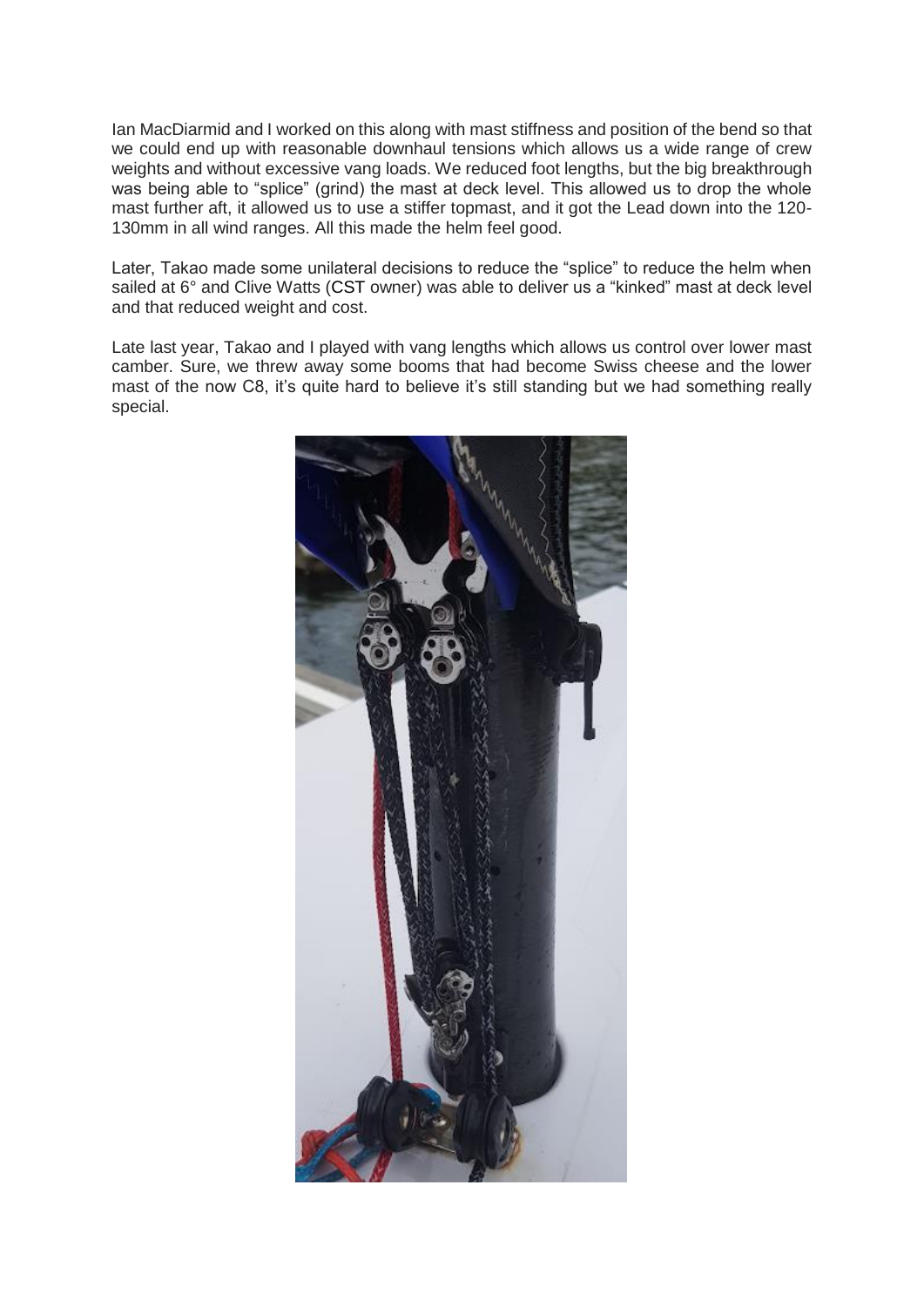Ian MacDiarmid and I worked on this along with mast stiffness and position of the bend so that we could end up with reasonable downhaul tensions which allows us a wide range of crew weights and without excessive vang loads. We reduced foot lengths, but the big breakthrough was being able to "splice" (grind) the mast at deck level. This allowed us to drop the whole mast further aft, it allowed us to use a stiffer topmast, and it got the Lead down into the 120-130mm in all wind ranges. All this made the helm feel good.

Later, Takao made some unilateral decisions to reduce the "splice" to reduce the helm when sailed at 6° and Clive Watts (CST owner) was able to deliver us a "kinked" mast at deck level and that reduced weight and cost.

Late last year, Takao and I played with vang lengths which allows us control over lower mast camber. Sure, we threw away some booms that had become Swiss cheese and the lower mast of the now C8, it's quite hard to believe it's still standing but we had something really special.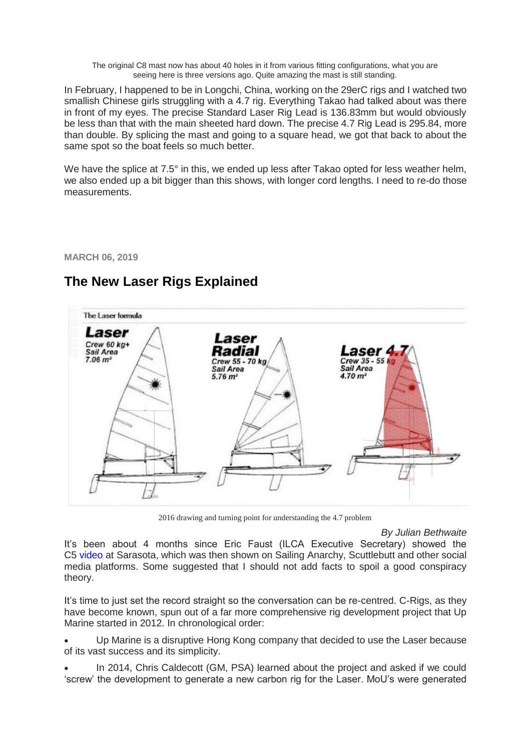The original C8 mast now has about 40 holes in it from various fitting configurations, what you are seeing here is three versions ago. Quite amazing the mast is still standing.

In February, I happened to be in Longchi, China, working on the 29erC rigs and I watched two smallish Chinese girls struggling with a 4.7 rig. Everything Takao had talked about was there in front of my eyes. The precise Standard Laser Rig Lead is 136.83mm but would obviously be less than that with the main sheeted hard down. The precise 4.7 Rig Lead is 295.84, more than double. By splicing the mast and going to a square head, we got that back to about the same spot so the boat feels so much better.

We have the splice at 7.5° in this, we ended up less after Takao opted for less weather helm, we also ended up a bit bigger than this shows, with longer cord lengths. I need to re-do those measurements.

**MARCH 06, 2019**

## The New Laser Rigs Explained

2016 drawing and turning point for understanding the 4.7 problem

*By Julian Bethwaite*

It's been about 4 months since Eric Faust (ILCA Executive Secretary) showed the C5 video at Sarasota, which was then shown on Sailing Anarchy, Scuttlebutt and other social media platforms. Some suggested that I should not add facts to spoil a good conspiracy theory.

It's time to just set the record straight so the conversation can be re-centred. C-Rigs, as they have become known, spun out of a far more comprehensive rig development project that Up Marine started in 2012. In chronological order:

- Up Marine is a disruptive Hong Kong company that decided to use the Laser because of its vast success and its simplicity.
- In 2014, Chris Caldecott (GM, PSA) learned about the project and asked if we could 'screw' the development to generate a new carbon rig for the Laser. MoU's were generated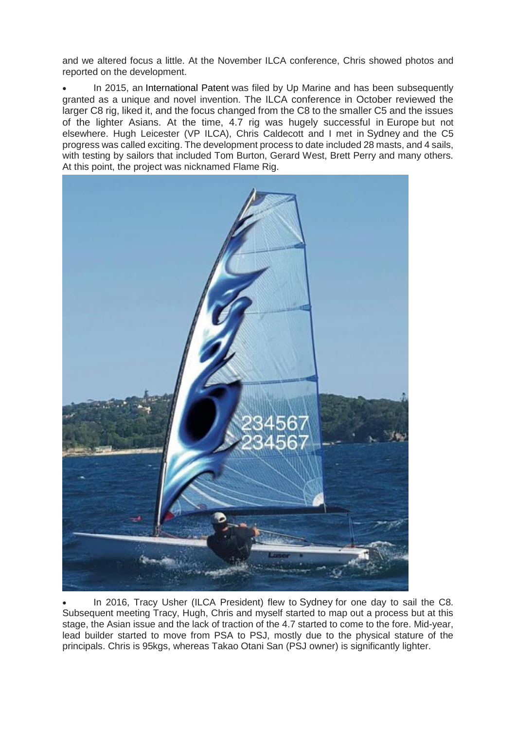and we altered focus a little. At the November ILCA conference, Chris showed photos and reported on the development.

- In 2015, an International Patent was filed by Up Marine and has been subsequently granted as a unique and novel invention. The ILCA conference in October reviewed the larger C8 rig, liked it, and the focus changed from the C8 to the smaller C5 and the issues of the lighter Asians. At the time, 4.7 rig was hugely successful in Europe but not elsewhere. Hugh Leicester (VP ILCA), Chris Caldecott and I met in Sydney and the C5 progress was called exciting. The development process to date included 28 masts, and 4 sails, with testing by sailors that included Tom Burton, Gerard West, Brett Perry and many others. At this point, the project was nicknamed Flame Rig.

- In 2016, Tracy Usher (ILCA President) flew to Sydney for one day to sail the C8. Subsequent meeting Tracy, Hugh, Chris and myself started to map out a process but at this stage, the Asian issue and the lack of traction of the 4.7 started to come to the fore. Mid-year, lead builder started to move from PSA to PSJ, mostly due to the physical stature of the principals. Chris is 95kgs, whereas Takao Otani San (PSJ owner) is significantly lighter.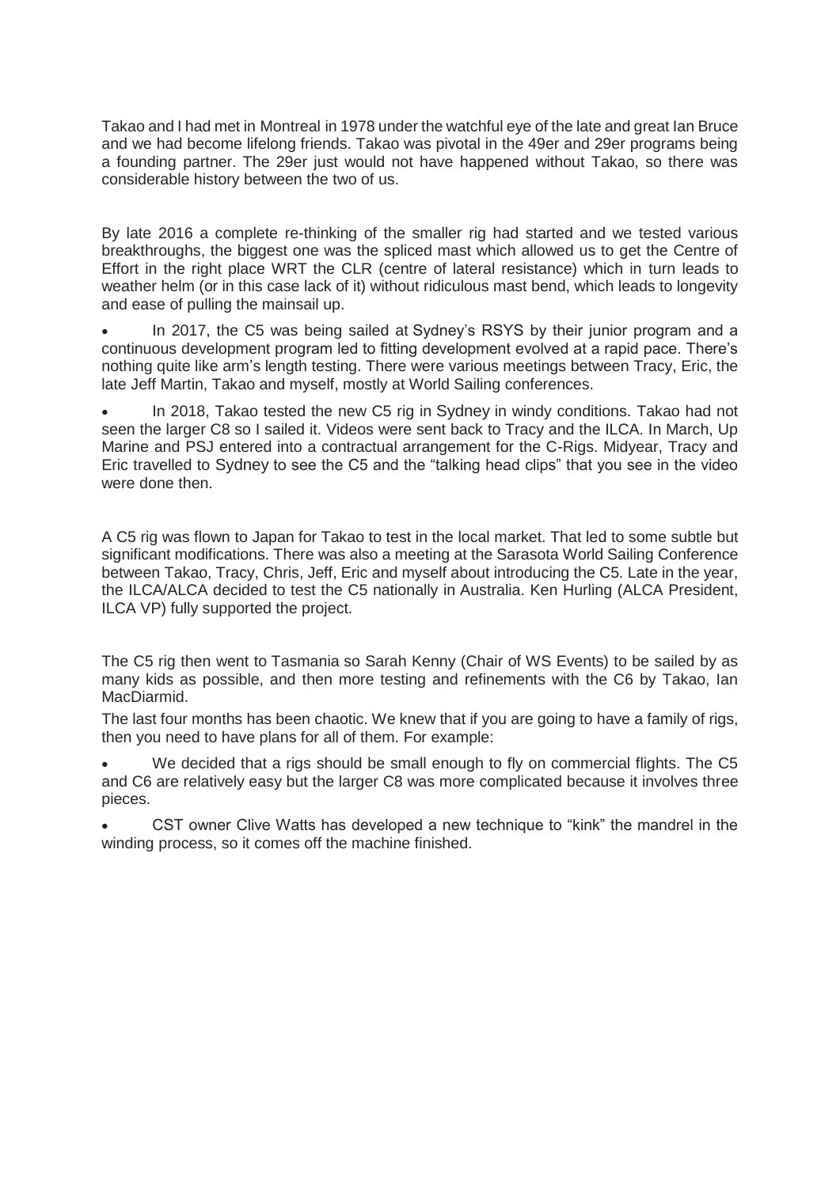Takao and I had met in Montreal in 1978 under the watchful eye of the late and great Ian Bruce and we had become lifelong friends. Takao was pivotal in the 49er and 29er programs being a founding partner. The 29er just would not have happened without Takao, so there was considerable history between the two of us.

By late 2016 a complete re-thinking of the smaller rig had started and we tested various breakthroughs, the biggest one was the spliced mast which allowed us to get the Centre of Effort in the right place WRT the CLR (centre of lateral resistance) which in turn leads to weather helm (or in this case lack of it) without ridiculous mast bend, which leads to longevity and ease of pulling the mainsail up.

- In 2017, the C5 was being sailed at Sydney's RSYS by their junior program and a continuous development program led to fitting development evolved at a rapid pace. There's nothing quite like arm's length testing. There were various meetings between Tracy, Eric, the late Jeff Martin, Takao and myself, mostly at World Sailing conferences.
- In 2018, Takao tested the new C5 rig in Sydney in windy conditions. Takao had not seen the larger C8 so I sailed it. Videos were sent back to Tracy and the ILCA. In March, Up Marine and PSJ entered into a contractual arrangement for the C-Rigs. Midyear, Tracy and Eric travelled to Sydney to see the C5 and the "talking head clips" that you see in the video were done then.

A C5 rig was flown to Japan for Takao to test in the local market. That led to some subtle but significant modifications. There was also a meeting at the Sarasota World Sailing Conference between Takao, Tracy, Chris, Jeff, Eric and myself about introducing the C5. Late in the year, the ILCA/ALCA decided to test the C5 nationally in Australia. Ken Hurling (ALCA President, ILCA VP) fully supported the project.

The C5 rig then went to Tasmania so Sarah Kenny (Chair of WS Events) to be sailed by as many kids as possible, and then more testing and refinements with the C6 by Takao, Ian MacDiarmid.

The last four months has been chaotic. We knew that if you are going to have a family of rigs, then you need to have plans for all of them. For example:

- We decided that a rigs should be small enough to fly on commercial flights. The C5 and C6 are relatively easy but the larger C8 was more complicated because it involves three pieces.
- CST owner Clive Watts has developed a new technique to "kink" the mandrel in the winding process, so it comes off the machine finished.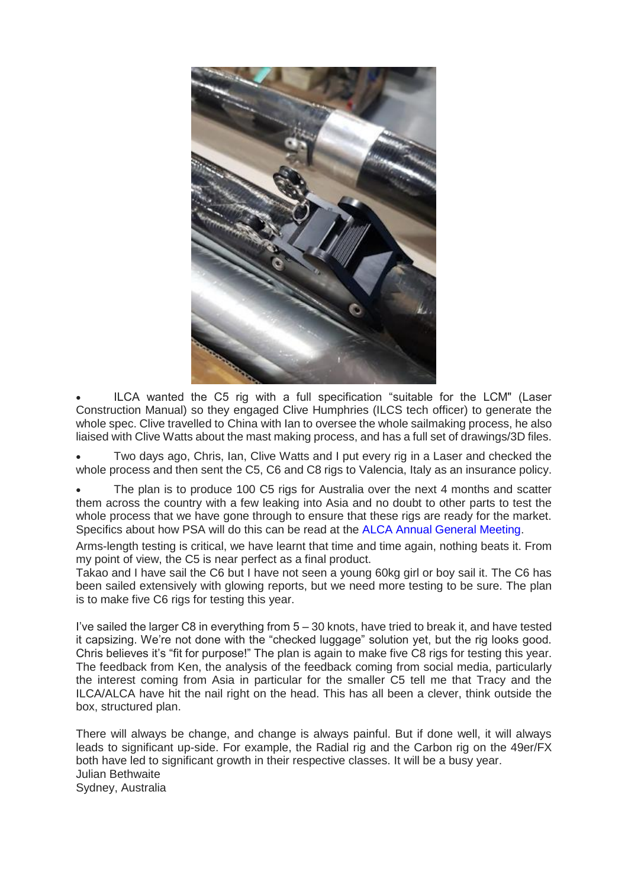- ILCA wanted the C5 rig with a full specification "suitable for the LCM" (Laser Construction Manual) so they engaged Clive Humphries (ILCS tech officer) to generate the whole spec. Clive travelled to China with Ian to oversee the whole sailmaking process, he also liaised with Clive Watts about the mast making process, and has a full set of drawings/3D files.
- Two days ago, Chris, Ian, Clive Watts and I put every rig in a Laser and checked the whole process and then sent the C5, C6 and C8 rigs to Valencia, Italy as an insurance policy.
- The plan is to produce 100 C5 rigs for Australia over the next 4 months and scatter them across the country with a few leaking into Asia and no doubt to other parts to test the whole process that we have gone through to ensure that these rigs are ready for the market. Specifics about how PSA will do this can be read at the ALCA Annual General Meeting.

Arms-length testing is critical, we have learnt that time and time again, nothing beats it. From my point of view, the C5 is near perfect as a final product.
Takao and I have sail the C6 but I have not seen a young 60kg girl or boy sail it. The C6 has been sailed extensively with glowing reports, but we need more testing to be sure. The plan is to make five C6 rigs for testing this year.

I've sailed the larger C8 in everything from 5 – 30 knots, have tried to break it, and have tested it capsizing. We're not done with the "checked luggage" solution yet, but the rig looks good. Chris believes it's "fit for purpose!" The plan is again to make five C8 rigs for testing this year. The feedback from Ken, the analysis of the feedback coming from social media, particularly the interest coming from Asia in particular for the smaller C5 tell me that Tracy and the ILCA/ALCA have hit the nail right on the head. This has all been a clever, think outside the box, structured plan.

There will always be change, and change is always painful. But if done well, it will always leads to significant up-side. For example, the Radial rig and the Carbon rig on the 49er/FX both have led to significant growth in their respective classes. It will be a busy year.
Julian Bethwaite
Sydney, Australia